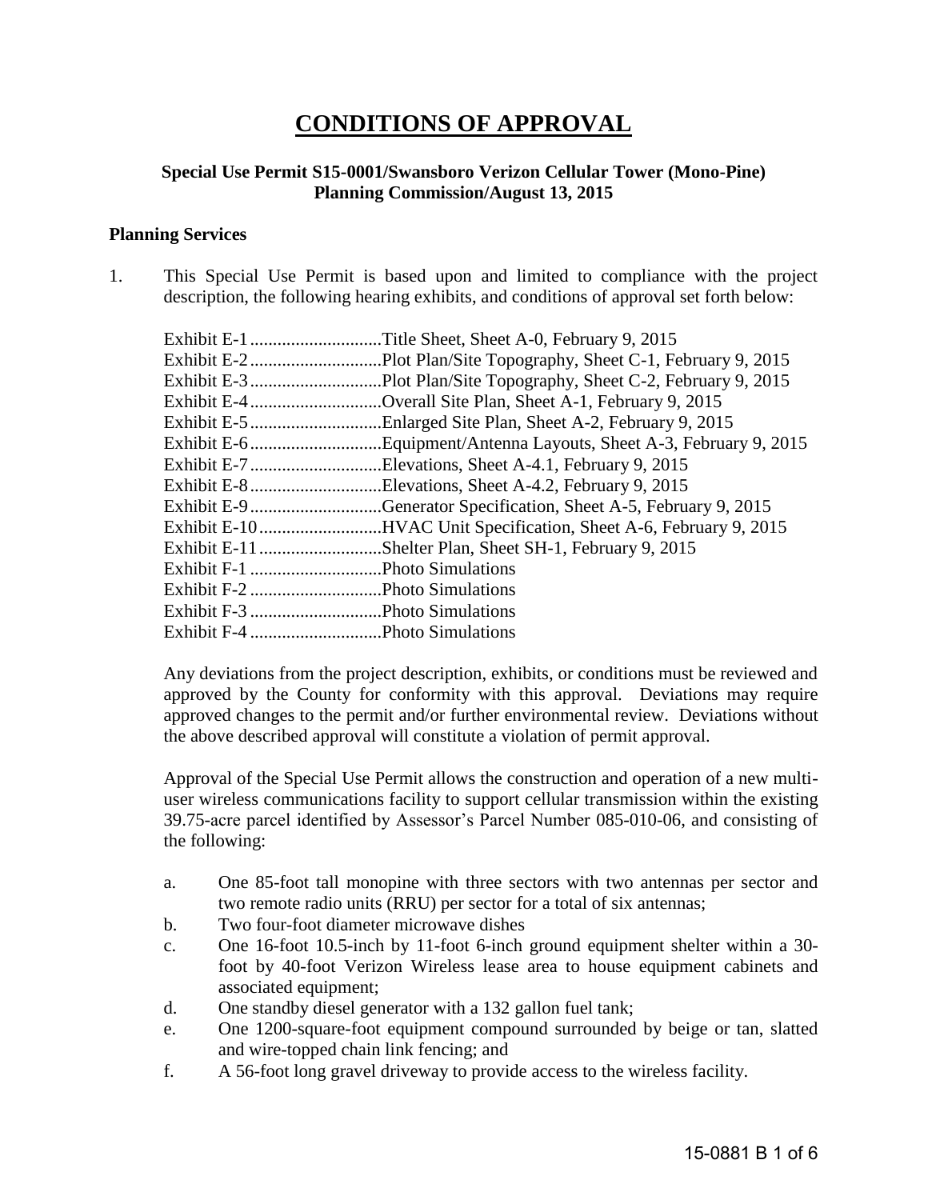# CONDITIONS OF APPROVAL

**Special Use Permit S15-0001/Swansboro Verizon Cellular Tower (Mono-Pine)**
**Planning Commission/August 13, 2015**

### Planning Services

1. This Special Use Permit is based upon and limited to compliance with the project description, the following hearing exhibits, and conditions of approval set forth below:

   Exhibit E-1 ............................Title Sheet, Sheet A-0, February 9, 2015
   Exhibit E-2 ............................Plot Plan/Site Topography, Sheet C-1, February 9, 2015
   Exhibit E-3 ............................Plot Plan/Site Topography, Sheet C-2, February 9, 2015
   Exhibit E-4 ............................Overall Site Plan, Sheet A-1, February 9, 2015
   Exhibit E-5 ............................Enlarged Site Plan, Sheet A-2, February 9, 2015
   Exhibit E-6 ............................Equipment/Antenna Layouts, Sheet A-3, February 9, 2015
   Exhibit E-7 ............................Elevations, Sheet A-4.1, February 9, 2015
   Exhibit E-8 ............................Elevations, Sheet A-4.2, February 9, 2015
   Exhibit E-9 ............................Generator Specification, Sheet A-5, February 9, 2015
   Exhibit E-10 ..........................HVAC Unit Specification, Sheet A-6, February 9, 2015
   Exhibit E-11 ..........................Shelter Plan, Sheet SH-1, February 9, 2015
   Exhibit F-1 ............................Photo Simulations
   Exhibit F-2 ............................Photo Simulations
   Exhibit F-3 ............................Photo Simulations
   Exhibit F-4 ............................Photo Simulations

   Any deviations from the project description, exhibits, or conditions must be reviewed and approved by the County for conformity with this approval. Deviations may require approved changes to the permit and/or further environmental review. Deviations without the above described approval will constitute a violation of permit approval.

   Approval of the Special Use Permit allows the construction and operation of a new multi-user wireless communications facility to support cellular transmission within the existing 39.75-acre parcel identified by Assessor's Parcel Number 085-010-06, and consisting of the following:

   a. One 85-foot tall monopine with three sectors with two antennas per sector and two remote radio units (RRU) per sector for a total of six antennas;
   b. Two four-foot diameter microwave dishes
   c. One 16-foot 10.5-inch by 11-foot 6-inch ground equipment shelter within a 30-foot by 40-foot Verizon Wireless lease area to house equipment cabinets and associated equipment;
   d. One standby diesel generator with a 132 gallon fuel tank;
   e. One 1200-square-foot equipment compound surrounded by beige or tan, slatted and wire-topped chain link fencing; and
   f. A 56-foot long gravel driveway to provide access to the wireless facility.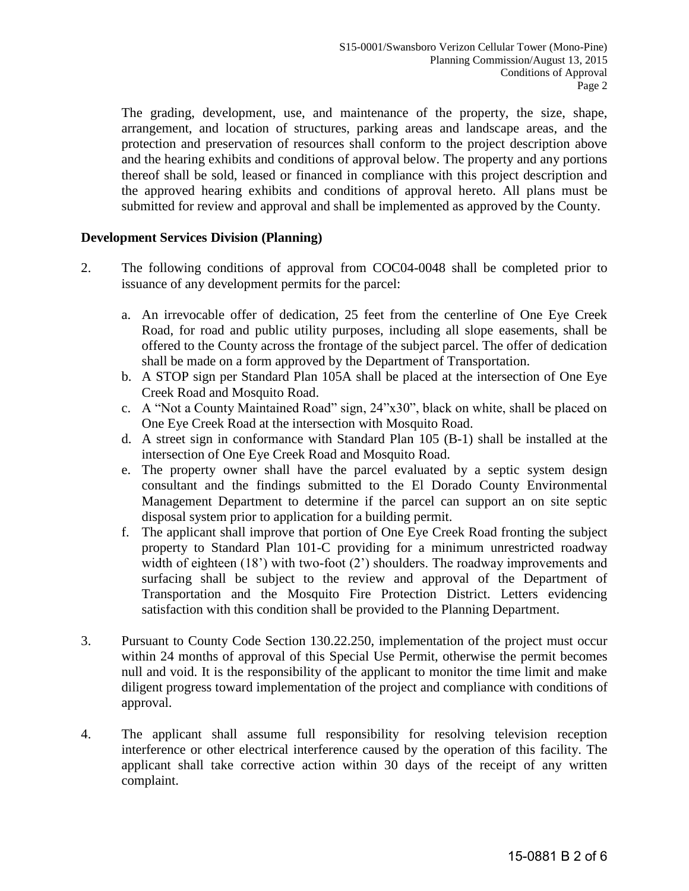The grading, development, use, and maintenance of the property, the size, shape, arrangement, and location of structures, parking areas and landscape areas, and the protection and preservation of resources shall conform to the project description above and the hearing exhibits and conditions of approval below. The property and any portions thereof shall be sold, leased or financed in compliance with this project description and the approved hearing exhibits and conditions of approval hereto. All plans must be submitted for review and approval and shall be implemented as approved by the County.

**Development Services Division (Planning)**

2. The following conditions of approval from COC04-0048 shall be completed prior to issuance of any development permits for the parcel:

   a. An irrevocable offer of dedication, 25 feet from the centerline of One Eye Creek Road, for road and public utility purposes, including all slope easements, shall be offered to the County across the frontage of the subject parcel. The offer of dedication shall be made on a form approved by the Department of Transportation.
   b. A STOP sign per Standard Plan 105A shall be placed at the intersection of One Eye Creek Road and Mosquito Road.
   c. A "Not a County Maintained Road" sign, 24"x30", black on white, shall be placed on One Eye Creek Road at the intersection with Mosquito Road.
   d. A street sign in conformance with Standard Plan 105 (B-1) shall be installed at the intersection of One Eye Creek Road and Mosquito Road.
   e. The property owner shall have the parcel evaluated by a septic system design consultant and the findings submitted to the El Dorado County Environmental Management Department to determine if the parcel can support an on site septic disposal system prior to application for a building permit.
   f. The applicant shall improve that portion of One Eye Creek Road fronting the subject property to Standard Plan 101-C providing for a minimum unrestricted roadway width of eighteen (18') with two-foot (2') shoulders. The roadway improvements and surfacing shall be subject to the review and approval of the Department of Transportation and the Mosquito Fire Protection District. Letters evidencing satisfaction with this condition shall be provided to the Planning Department.

3. Pursuant to County Code Section 130.22.250, implementation of the project must occur within 24 months of approval of this Special Use Permit, otherwise the permit becomes null and void. It is the responsibility of the applicant to monitor the time limit and make diligent progress toward implementation of the project and compliance with conditions of approval.

4. The applicant shall assume full responsibility for resolving television reception interference or other electrical interference caused by the operation of this facility. The applicant shall take corrective action within 30 days of the receipt of any written complaint.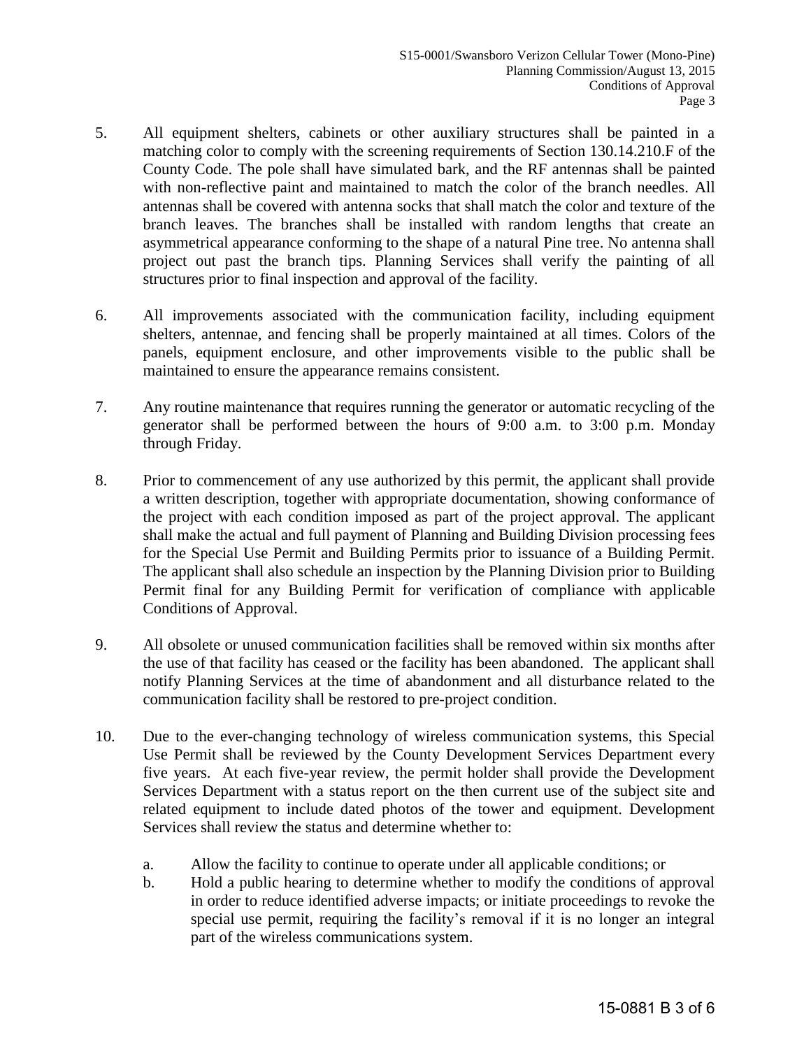5. All equipment shelters, cabinets or other auxiliary structures shall be painted in a matching color to comply with the screening requirements of Section 130.14.210.F of the County Code. The pole shall have simulated bark, and the RF antennas shall be painted with non-reflective paint and maintained to match the color of the branch needles. All antennas shall be covered with antenna socks that shall match the color and texture of the branch leaves. The branches shall be installed with random lengths that create an asymmetrical appearance conforming to the shape of a natural Pine tree. No antenna shall project out past the branch tips. Planning Services shall verify the painting of all structures prior to final inspection and approval of the facility.

6. All improvements associated with the communication facility, including equipment shelters, antennae, and fencing shall be properly maintained at all times. Colors of the panels, equipment enclosure, and other improvements visible to the public shall be maintained to ensure the appearance remains consistent.

7. Any routine maintenance that requires running the generator or automatic recycling of the generator shall be performed between the hours of 9:00 a.m. to 3:00 p.m. Monday through Friday.

8. Prior to commencement of any use authorized by this permit, the applicant shall provide a written description, together with appropriate documentation, showing conformance of the project with each condition imposed as part of the project approval. The applicant shall make the actual and full payment of Planning and Building Division processing fees for the Special Use Permit and Building Permits prior to issuance of a Building Permit. The applicant shall also schedule an inspection by the Planning Division prior to Building Permit final for any Building Permit for verification of compliance with applicable Conditions of Approval.

9. All obsolete or unused communication facilities shall be removed within six months after the use of that facility has ceased or the facility has been abandoned. The applicant shall notify Planning Services at the time of abandonment and all disturbance related to the communication facility shall be restored to pre-project condition.

10. Due to the ever-changing technology of wireless communication systems, this Special Use Permit shall be reviewed by the County Development Services Department every five years. At each five-year review, the permit holder shall provide the Development Services Department with a status report on the then current use of the subject site and related equipment to include dated photos of the tower and equipment. Development Services shall review the status and determine whether to:

    a. Allow the facility to continue to operate under all applicable conditions; or
    b. Hold a public hearing to determine whether to modify the conditions of approval in order to reduce identified adverse impacts; or initiate proceedings to revoke the special use permit, requiring the facility's removal if it is no longer an integral part of the wireless communications system.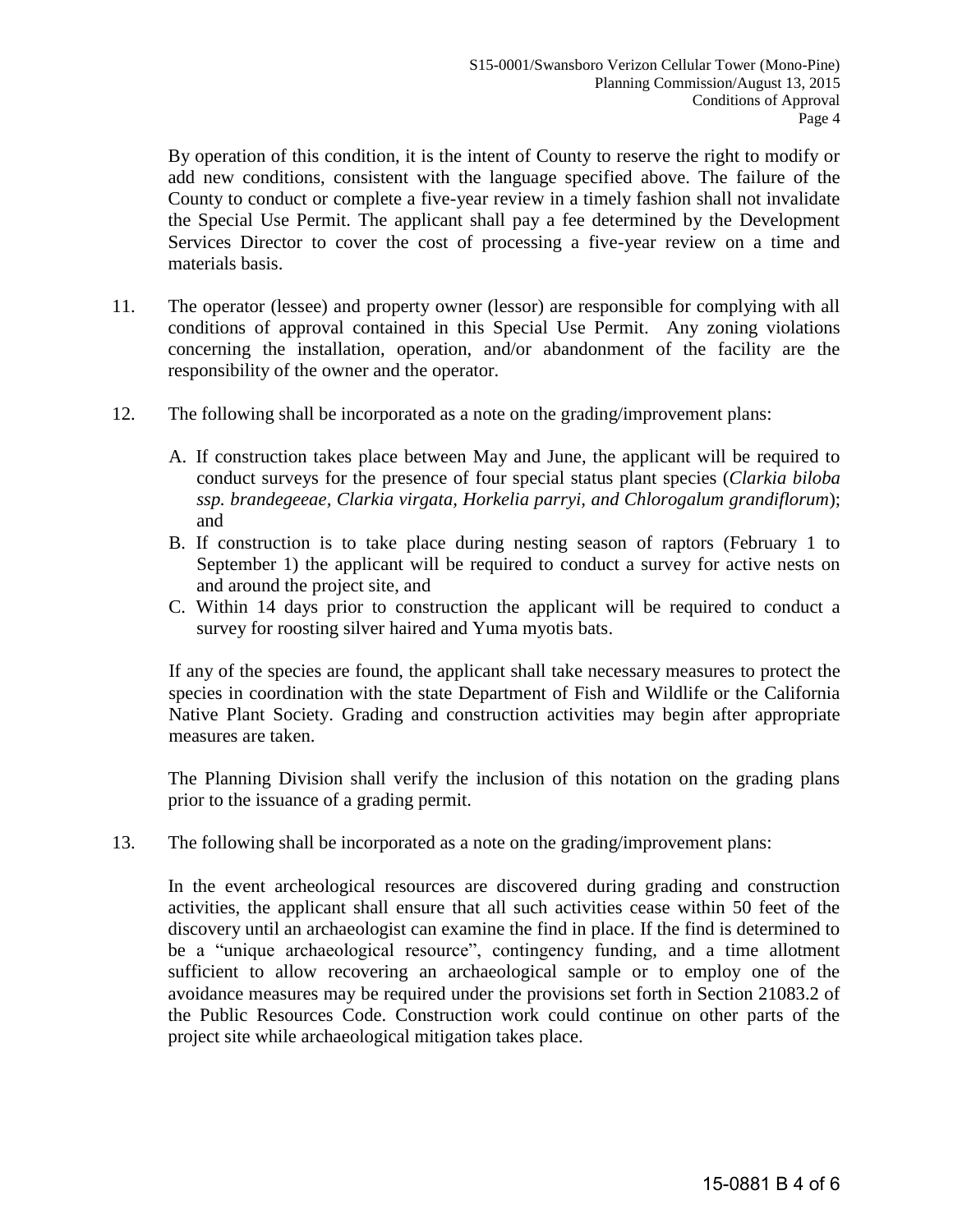By operation of this condition, it is the intent of County to reserve the right to modify or add new conditions, consistent with the language specified above. The failure of the County to conduct or complete a five-year review in a timely fashion shall not invalidate the Special Use Permit. The applicant shall pay a fee determined by the Development Services Director to cover the cost of processing a five-year review on a time and materials basis.

11. The operator (lessee) and property owner (lessor) are responsible for complying with all conditions of approval contained in this Special Use Permit. Any zoning violations concerning the installation, operation, and/or abandonment of the facility are the responsibility of the owner and the operator.

12. The following shall be incorporated as a note on the grading/improvement plans:

    A. If construction takes place between May and June, the applicant will be required to conduct surveys for the presence of four special status plant species (*Clarkia biloba ssp. brandegeeae, Clarkia virgata, Horkelia parryi, and Chlorogalum grandiflorum*); and
    B. If construction is to take place during nesting season of raptors (February 1 to September 1) the applicant will be required to conduct a survey for active nests on and around the project site, and
    C. Within 14 days prior to construction the applicant will be required to conduct a survey for roosting silver haired and Yuma myotis bats.

    If any of the species are found, the applicant shall take necessary measures to protect the species in coordination with the state Department of Fish and Wildlife or the California Native Plant Society. Grading and construction activities may begin after appropriate measures are taken.

    The Planning Division shall verify the inclusion of this notation on the grading plans prior to the issuance of a grading permit.

13. The following shall be incorporated as a note on the grading/improvement plans:

    In the event archeological resources are discovered during grading and construction activities, the applicant shall ensure that all such activities cease within 50 feet of the discovery until an archaeologist can examine the find in place. If the find is determined to be a "unique archaeological resource", contingency funding, and a time allotment sufficient to allow recovering an archaeological sample or to employ one of the avoidance measures may be required under the provisions set forth in Section 21083.2 of the Public Resources Code. Construction work could continue on other parts of the project site while archaeological mitigation takes place.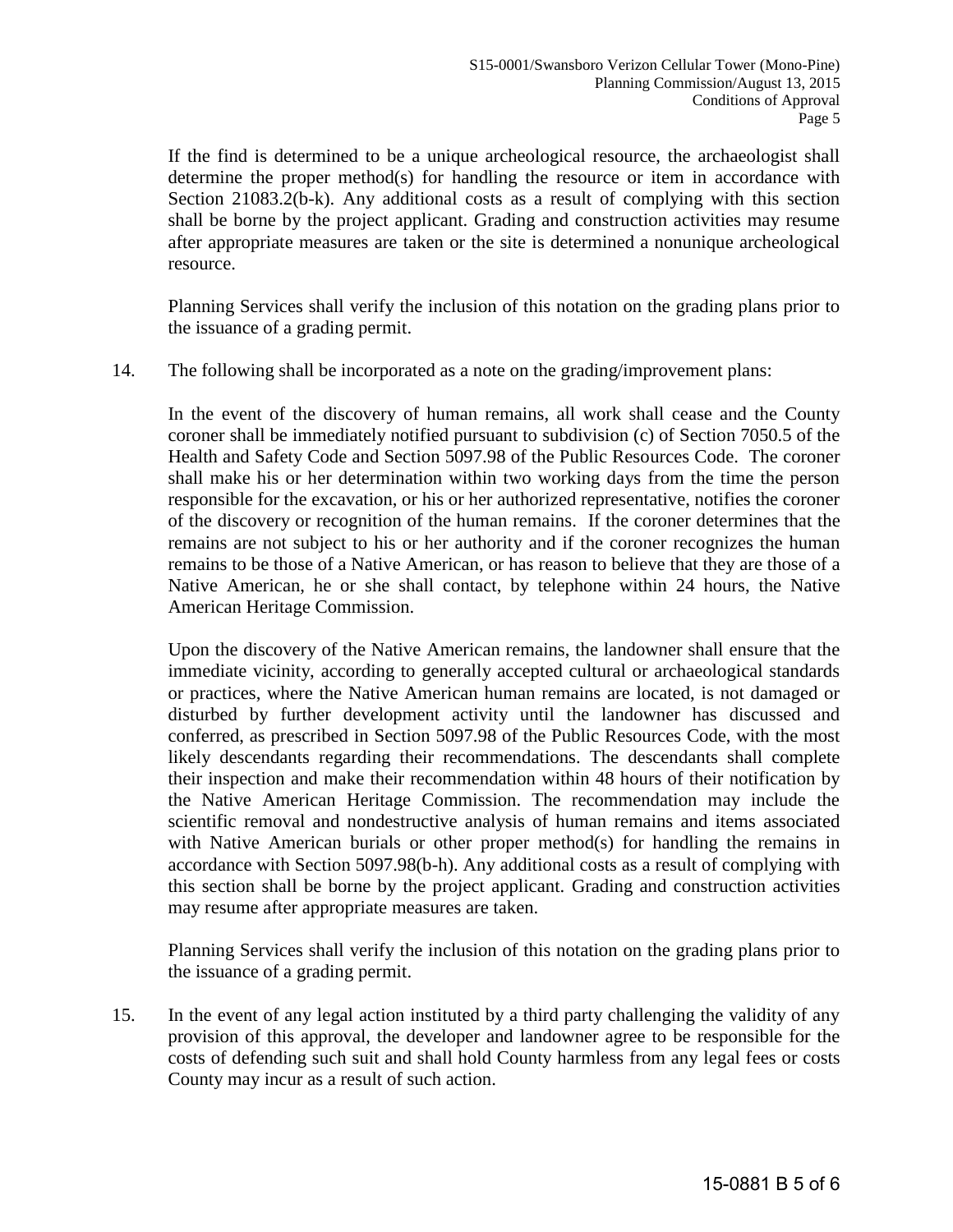If the find is determined to be a unique archeological resource, the archaeologist shall determine the proper method(s) for handling the resource or item in accordance with Section 21083.2(b-k). Any additional costs as a result of complying with this section shall be borne by the project applicant. Grading and construction activities may resume after appropriate measures are taken or the site is determined a nonunique archeological resource.

Planning Services shall verify the inclusion of this notation on the grading plans prior to the issuance of a grading permit.

14. The following shall be incorporated as a note on the grading/improvement plans:

    In the event of the discovery of human remains, all work shall cease and the County coroner shall be immediately notified pursuant to subdivision (c) of Section 7050.5 of the Health and Safety Code and Section 5097.98 of the Public Resources Code. The coroner shall make his or her determination within two working days from the time the person responsible for the excavation, or his or her authorized representative, notifies the coroner of the discovery or recognition of the human remains. If the coroner determines that the remains are not subject to his or her authority and if the coroner recognizes the human remains to be those of a Native American, or has reason to believe that they are those of a Native American, he or she shall contact, by telephone within 24 hours, the Native American Heritage Commission.

    Upon the discovery of the Native American remains, the landowner shall ensure that the immediate vicinity, according to generally accepted cultural or archaeological standards or practices, where the Native American human remains are located, is not damaged or disturbed by further development activity until the landowner has discussed and conferred, as prescribed in Section 5097.98 of the Public Resources Code, with the most likely descendants regarding their recommendations. The descendants shall complete their inspection and make their recommendation within 48 hours of their notification by the Native American Heritage Commission. The recommendation may include the scientific removal and nondestructive analysis of human remains and items associated with Native American burials or other proper method(s) for handling the remains in accordance with Section 5097.98(b-h). Any additional costs as a result of complying with this section shall be borne by the project applicant. Grading and construction activities may resume after appropriate measures are taken.

    Planning Services shall verify the inclusion of this notation on the grading plans prior to the issuance of a grading permit.

15. In the event of any legal action instituted by a third party challenging the validity of any provision of this approval, the developer and landowner agree to be responsible for the costs of defending such suit and shall hold County harmless from any legal fees or costs County may incur as a result of such action.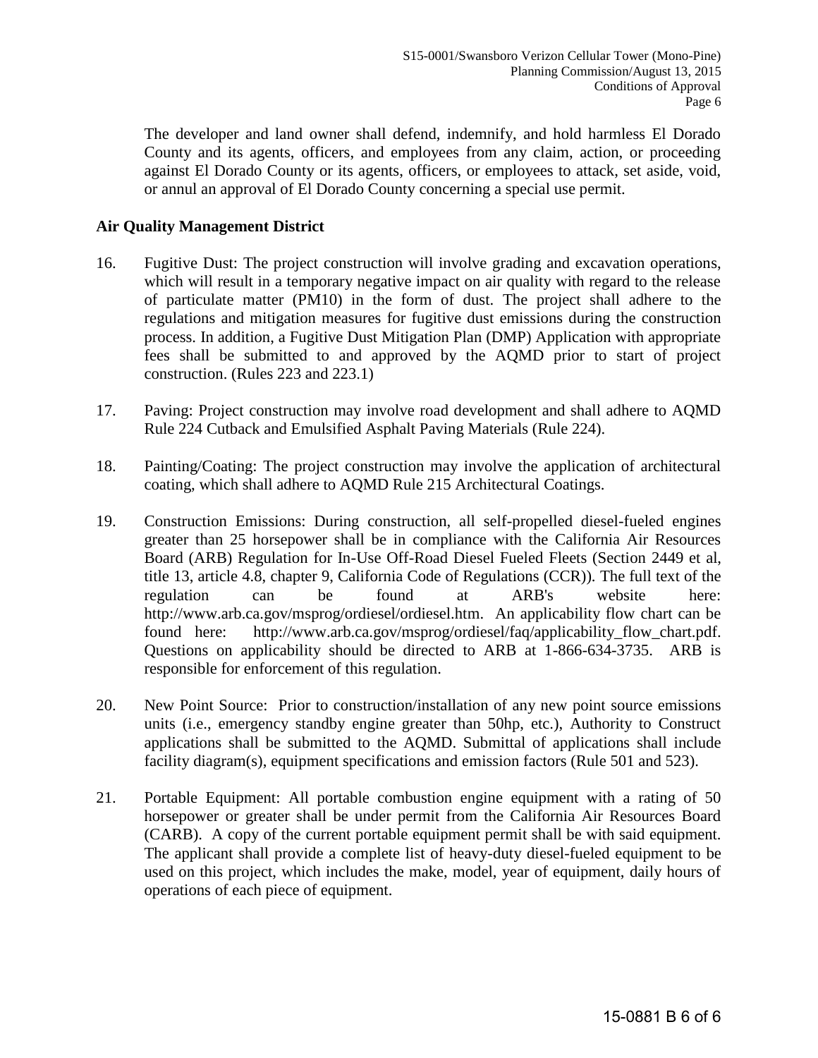The developer and land owner shall defend, indemnify, and hold harmless El Dorado County and its agents, officers, and employees from any claim, action, or proceeding against El Dorado County or its agents, officers, or employees to attack, set aside, void, or annul an approval of El Dorado County concerning a special use permit.

**Air Quality Management District**

16. Fugitive Dust: The project construction will involve grading and excavation operations, which will result in a temporary negative impact on air quality with regard to the release of particulate matter (PM10) in the form of dust. The project shall adhere to the regulations and mitigation measures for fugitive dust emissions during the construction process. In addition, a Fugitive Dust Mitigation Plan (DMP) Application with appropriate fees shall be submitted to and approved by the AQMD prior to start of project construction. (Rules 223 and 223.1)

17. Paving: Project construction may involve road development and shall adhere to AQMD Rule 224 Cutback and Emulsified Asphalt Paving Materials (Rule 224).

18. Painting/Coating: The project construction may involve the application of architectural coating, which shall adhere to AQMD Rule 215 Architectural Coatings.

19. Construction Emissions: During construction, all self-propelled diesel-fueled engines greater than 25 horsepower shall be in compliance with the California Air Resources Board (ARB) Regulation for In-Use Off-Road Diesel Fueled Fleets (Section 2449 et al, title 13, article 4.8, chapter 9, California Code of Regulations (CCR)). The full text of the regulation can be found at ARB's website here: http://www.arb.ca.gov/msprog/ordiesel/ordiesel.htm. An applicability flow chart can be found here: http://www.arb.ca.gov/msprog/ordiesel/faq/applicability_flow_chart.pdf. Questions on applicability should be directed to ARB at 1-866-634-3735. ARB is responsible for enforcement of this regulation.

20. New Point Source: Prior to construction/installation of any new point source emissions units (i.e., emergency standby engine greater than 50hp, etc.), Authority to Construct applications shall be submitted to the AQMD. Submittal of applications shall include facility diagram(s), equipment specifications and emission factors (Rule 501 and 523).

21. Portable Equipment: All portable combustion engine equipment with a rating of 50 horsepower or greater shall be under permit from the California Air Resources Board (CARB). A copy of the current portable equipment permit shall be with said equipment. The applicant shall provide a complete list of heavy-duty diesel-fueled equipment to be used on this project, which includes the make, model, year of equipment, daily hours of operations of each piece of equipment.